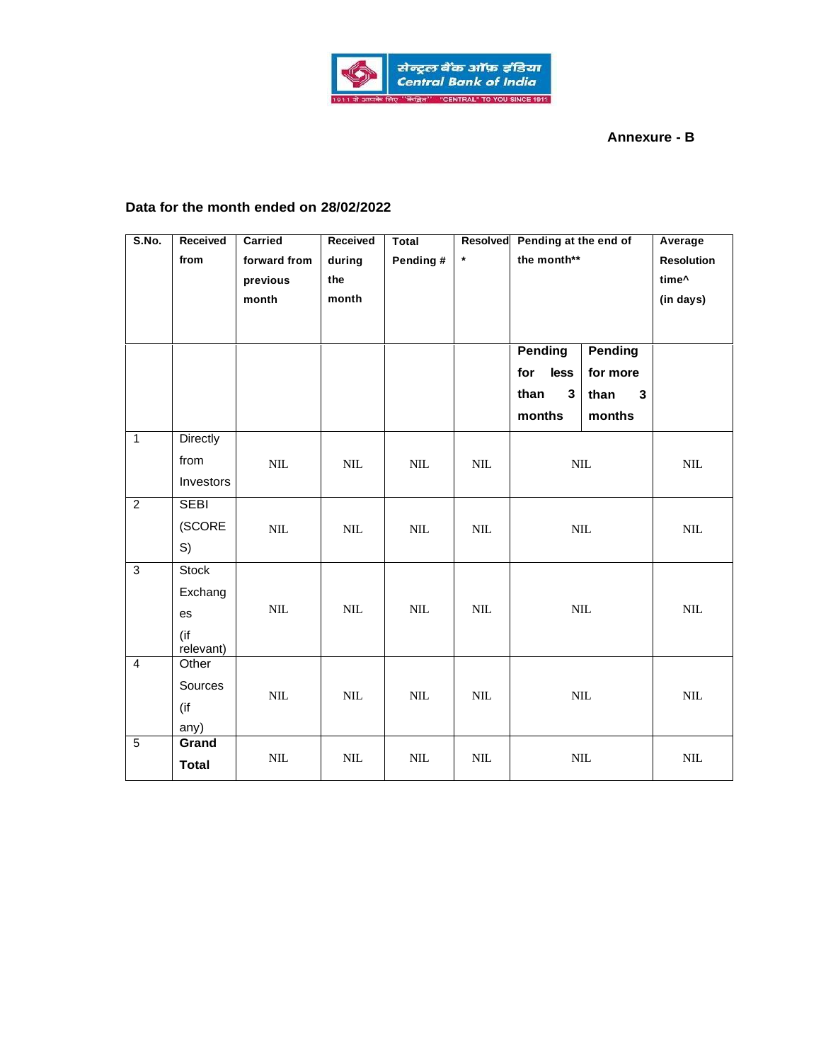Annexure - B

**Data for the month ended on 28/02/2022**

| S.No. | Received from | Carried forward from previous month | Received during the month | Total Pending # | Resolved * | Pending at the end of the month** | | Average Resolution time^ (in days) |
|---|---|---|---|---|---|---|---|---|
| | | | | | | Pending for less than 3 months | Pending for more than 3 months | |
| 1 | Directly from Investors | NIL | NIL | NIL | NIL | NIL | | NIL |
| 2 | SEBI (SCORES) | NIL | NIL | NIL | NIL | NIL | | NIL |
| 3 | Stock Exchanges (if relevant) | NIL | NIL | NIL | NIL | NIL | | NIL |
| 4 | Other Sources (if any) | NIL | NIL | NIL | NIL | NIL | | NIL |
| 5 | **Grand Total** | NIL | NIL | NIL | NIL | NIL | | NIL |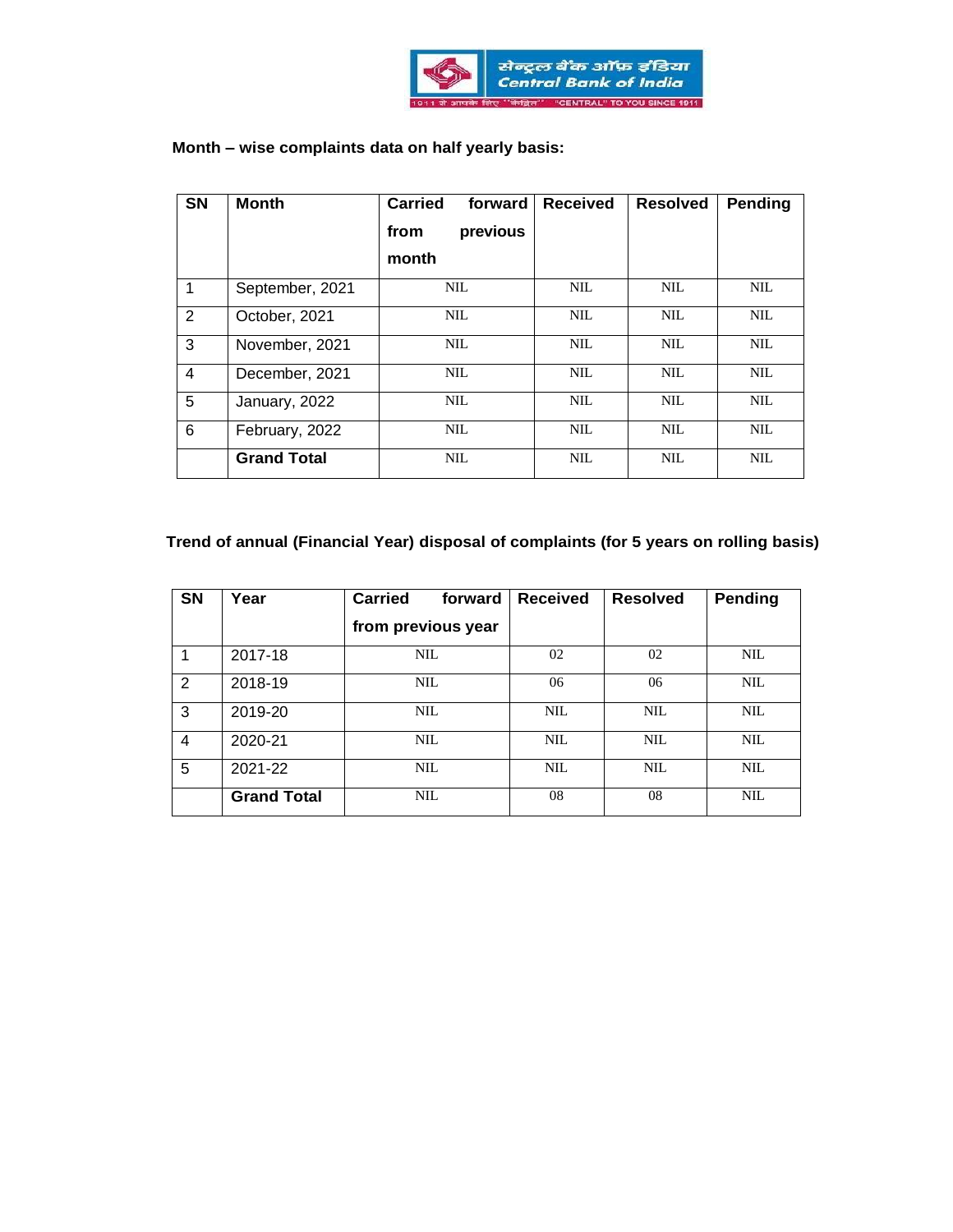**Month – wise complaints data on half yearly basis:**

| SN | Month | Carried forward from previous month | Received | Resolved | Pending |
|---|---|---|---|---|---|
| 1 | September, 2021 | NIL | NIL | NIL | NIL |
| 2 | October, 2021 | NIL | NIL | NIL | NIL |
| 3 | November, 2021 | NIL | NIL | NIL | NIL |
| 4 | December, 2021 | NIL | NIL | NIL | NIL |
| 5 | January, 2022 | NIL | NIL | NIL | NIL |
| 6 | February, 2022 | NIL | NIL | NIL | NIL |
| | **Grand Total** | NIL | NIL | NIL | NIL |

**Trend of annual (Financial Year) disposal of complaints (for 5 years on rolling basis)**

| SN | Year | Carried forward from previous year | Received | Resolved | Pending |
|---|---|---|---|---|---|
| 1 | 2017-18 | NIL | 02 | 02 | NIL |
| 2 | 2018-19 | NIL | 06 | 06 | NIL |
| 3 | 2019-20 | NIL | NIL | NIL | NIL |
| 4 | 2020-21 | NIL | NIL | NIL | NIL |
| 5 | 2021-22 | NIL | NIL | NIL | NIL |
| | **Grand Total** | NIL | 08 | 08 | NIL |